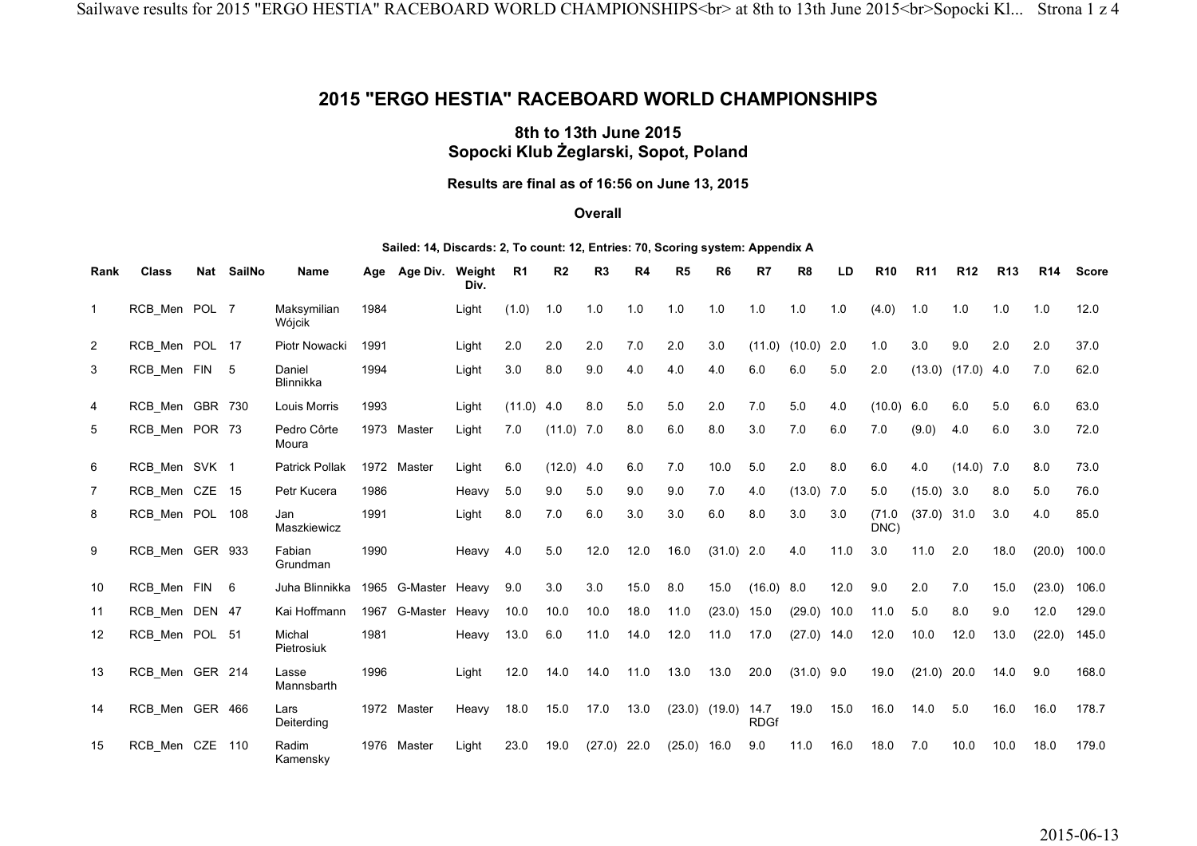# 2015 "ERGO HESTIA" RACEBOARD WORLD CHAMPIONSHIPS

## 8th to 13th June 2015
## Sopocki Klub Żeglarski, Sopot, Poland

**Results are final as of 16:56 on June 13, 2015**

**Overall**

**Sailed: 14, Discards: 2, To count: 12, Entries: 70, Scoring system: Appendix A**

| Rank | Class | Nat | SailNo | Name | Age | Age Div. | Weight Div. | R1 | R2 | R3 | R4 | R5 | R6 | R7 | R8 | LD | R10 | R11 | R12 | R13 | R14 | Score |
|---|---|---|---|---|---|---|---|---|---|---|---|---|---|---|---|---|---|---|---|---|---|---|
| 1 | RCB_Men | POL | 7 | Maksymilian Wójcik | 1984 | | Light | (1.0) | 1.0 | 1.0 | 1.0 | 1.0 | 1.0 | 1.0 | 1.0 | 1.0 | (4.0) | 1.0 | 1.0 | 1.0 | 1.0 | 12.0 |
| 2 | RCB_Men | POL | 17 | Piotr Nowacki | 1991 | | Light | 2.0 | 2.0 | 2.0 | 7.0 | 2.0 | 3.0 | (11.0) | (10.0) | 2.0 | 1.0 | 3.0 | 9.0 | 2.0 | 2.0 | 37.0 |
| 3 | RCB_Men | FIN | 5 | Daniel Blinnikka | 1994 | | Light | 3.0 | 8.0 | 9.0 | 4.0 | 4.0 | 4.0 | 6.0 | 6.0 | 5.0 | 2.0 | (13.0) | (17.0) | 4.0 | 7.0 | 62.0 |
| 4 | RCB_Men | GBR | 730 | Louis Morris | 1993 | | Light | (11.0) | 4.0 | 8.0 | 5.0 | 5.0 | 2.0 | 7.0 | 5.0 | 4.0 | (10.0) | 6.0 | 6.0 | 5.0 | 6.0 | 63.0 |
| 5 | RCB_Men | POR | 73 | Pedro Côrte Moura | 1973 | Master | Light | 7.0 | (11.0) | 7.0 | 8.0 | 6.0 | 8.0 | 3.0 | 7.0 | 6.0 | 7.0 | (9.0) | 4.0 | 6.0 | 3.0 | 72.0 |
| 6 | RCB_Men | SVK | 1 | Patrick Pollak | 1972 | Master | Light | 6.0 | (12.0) | 4.0 | 6.0 | 7.0 | 10.0 | 5.0 | 2.0 | 8.0 | 6.0 | 4.0 | (14.0) | 7.0 | 8.0 | 73.0 |
| 7 | RCB_Men | CZE | 15 | Petr Kucera | 1986 | | Heavy | 5.0 | 9.0 | 5.0 | 9.0 | 9.0 | 7.0 | 4.0 | (13.0) | 7.0 | 5.0 | (15.0) | 3.0 | 8.0 | 5.0 | 76.0 |
| 8 | RCB_Men | POL | 108 | Jan Maszkiewicz | 1991 | | Light | 8.0 | 7.0 | 6.0 | 3.0 | 3.0 | 6.0 | 8.0 | 3.0 | 3.0 | (71.0 DNC) | (37.0) | 31.0 | 3.0 | 4.0 | 85.0 |
| 9 | RCB_Men | GER | 933 | Fabian Grundman | 1990 | | Heavy | 4.0 | 5.0 | 12.0 | 12.0 | 16.0 | (31.0) | 2.0 | 4.0 | 11.0 | 3.0 | 11.0 | 2.0 | 18.0 | (20.0) | 100.0 |
| 10 | RCB_Men | FIN | 6 | Juha Blinnikka | 1965 | G-Master | Heavy | 9.0 | 3.0 | 3.0 | 15.0 | 8.0 | 15.0 | (16.0) | 8.0 | 12.0 | 9.0 | 2.0 | 7.0 | 15.0 | (23.0) | 106.0 |
| 11 | RCB_Men | DEN | 47 | Kai Hoffmann | 1967 | G-Master | Heavy | 10.0 | 10.0 | 10.0 | 18.0 | 11.0 | (23.0) | 15.0 | (29.0) | 10.0 | 11.0 | 5.0 | 8.0 | 9.0 | 12.0 | 129.0 |
| 12 | RCB_Men | POL | 51 | Michal Pietrosiuk | 1981 | | Heavy | 13.0 | 6.0 | 11.0 | 14.0 | 12.0 | 11.0 | 17.0 | (27.0) | 14.0 | 12.0 | 10.0 | 12.0 | 13.0 | (22.0) | 145.0 |
| 13 | RCB_Men | GER | 214 | Lasse Mannsbarth | 1996 | | Light | 12.0 | 14.0 | 14.0 | 11.0 | 13.0 | 13.0 | 20.0 | (31.0) | 9.0 | 19.0 | (21.0) | 20.0 | 14.0 | 9.0 | 168.0 |
| 14 | RCB_Men | GER | 466 | Lars Deiterding | 1972 | Master | Heavy | 18.0 | 15.0 | 17.0 | 13.0 | (23.0) | (19.0) | 14.7 RDGf | 19.0 | 15.0 | 16.0 | 14.0 | 5.0 | 16.0 | 16.0 | 178.7 |
| 15 | RCB_Men | CZE | 110 | Radim Kamensky | 1976 | Master | Light | 23.0 | 19.0 | (27.0) | 22.0 | (25.0) | 16.0 | 9.0 | 11.0 | 16.0 | 18.0 | 7.0 | 10.0 | 10.0 | 18.0 | 179.0 |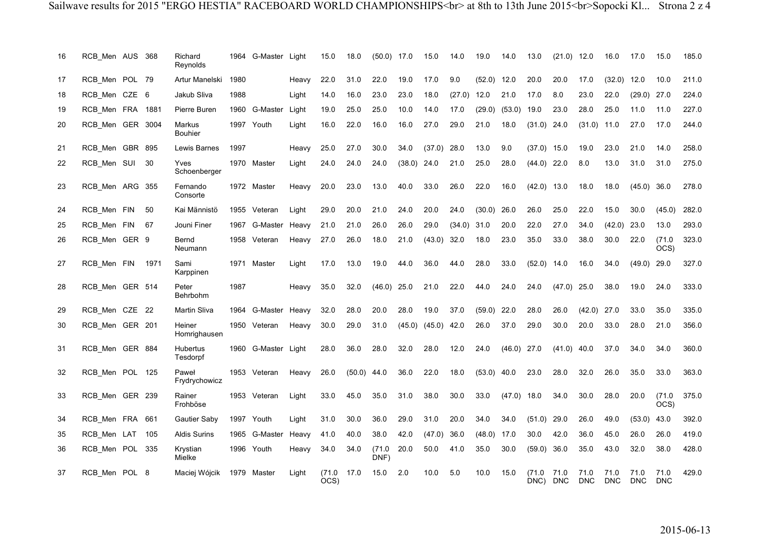| 16 | RCB_Men | AUS | 368 | Richard Reynolds | 1964 | G-Master | Light | 15.0 | 18.0 | (50.0) | 17.0 | 15.0 | 14.0 | 19.0 | 14.0 | 13.0 | (21.0) | 12.0 | 16.0 | 17.0 | 15.0 | 185.0 |
|---|---|---|---|---|---|---|---|---|---|---|---|---|---|---|---|---|---|---|---|---|---|---|
| 17 | RCB_Men | POL | 79 | Artur Manelski | 1980 | | Heavy | 22.0 | 31.0 | 22.0 | 19.0 | 17.0 | 9.0 | (52.0) | 12.0 | 20.0 | 20.0 | 17.0 | (32.0) | 12.0 | 10.0 | 211.0 |
| 18 | RCB_Men | CZE | 6 | Jakub Sliva | 1988 | | Light | 14.0 | 16.0 | 23.0 | 23.0 | 18.0 | (27.0) | 12.0 | 21.0 | 17.0 | 8.0 | 23.0 | 22.0 | (29.0) | 27.0 | 224.0 |
| 19 | RCB_Men | FRA | 1881 | Pierre Buren | 1960 | G-Master | Light | 19.0 | 25.0 | 25.0 | 10.0 | 14.0 | 17.0 | (29.0) | (53.0) | 19.0 | 23.0 | 28.0 | 25.0 | 11.0 | 11.0 | 227.0 |
| 20 | RCB_Men | GER | 3004 | Markus Bouhier | 1997 | Youth | Light | 16.0 | 22.0 | 16.0 | 16.0 | 27.0 | 29.0 | 21.0 | 18.0 | (31.0) | 24.0 | (31.0) | 11.0 | 27.0 | 17.0 | 244.0 |
| 21 | RCB_Men | GBR | 895 | Lewis Barnes | 1997 | | Heavy | 25.0 | 27.0 | 30.0 | 34.0 | (37.0) | 28.0 | 13.0 | 9.0 | (37.0) | 15.0 | 19.0 | 23.0 | 21.0 | 14.0 | 258.0 |
| 22 | RCB_Men | SUI | 30 | Yves Schoenberger | 1970 | Master | Light | 24.0 | 24.0 | 24.0 | (38.0) | 24.0 | 21.0 | 25.0 | 28.0 | (44.0) | 22.0 | 8.0 | 13.0 | 31.0 | 31.0 | 275.0 |
| 23 | RCB_Men | ARG | 355 | Fernando Consorte | 1972 | Master | Heavy | 20.0 | 23.0 | 13.0 | 40.0 | 33.0 | 26.0 | 22.0 | 16.0 | (42.0) | 13.0 | 18.0 | 18.0 | (45.0) | 36.0 | 278.0 |
| 24 | RCB_Men | FIN | 50 | Kai Männistö | 1955 | Veteran | Light | 29.0 | 20.0 | 21.0 | 24.0 | 20.0 | 24.0 | (30.0) | 26.0 | 26.0 | 25.0 | 22.0 | 15.0 | 30.0 | (45.0) | 282.0 |
| 25 | RCB_Men | FIN | 67 | Jouni Finer | 1967 | G-Master | Heavy | 21.0 | 21.0 | 26.0 | 26.0 | 29.0 | (34.0) | 31.0 | 20.0 | 22.0 | 27.0 | 34.0 | (42.0) | 23.0 | 13.0 | 293.0 |
| 26 | RCB_Men | GER | 9 | Bernd Neumann | 1958 | Veteran | Heavy | 27.0 | 26.0 | 18.0 | 21.0 | (43.0) | 32.0 | 18.0 | 23.0 | 35.0 | 33.0 | 38.0 | 30.0 | 22.0 | (71.0 OCS) | 323.0 |
| 27 | RCB_Men | FIN | 1971 | Sami Karppinen | 1971 | Master | Light | 17.0 | 13.0 | 19.0 | 44.0 | 36.0 | 44.0 | 28.0 | 33.0 | (52.0) | 14.0 | 16.0 | 34.0 | (49.0) | 29.0 | 327.0 |
| 28 | RCB_Men | GER | 514 | Peter Behrbohm | 1987 | | Heavy | 35.0 | 32.0 | (46.0) | 25.0 | 21.0 | 22.0 | 44.0 | 24.0 | 24.0 | (47.0) | 25.0 | 38.0 | 19.0 | 24.0 | 333.0 |
| 29 | RCB_Men | CZE | 22 | Martin Sliva | 1964 | G-Master | Heavy | 32.0 | 28.0 | 20.0 | 28.0 | 19.0 | 37.0 | (59.0) | 22.0 | 28.0 | 26.0 | (42.0) | 27.0 | 33.0 | 35.0 | 335.0 |
| 30 | RCB_Men | GER | 201 | Heiner Homrighausen | 1950 | Veteran | Heavy | 30.0 | 29.0 | 31.0 | (45.0) | (45.0) | 42.0 | 26.0 | 37.0 | 29.0 | 30.0 | 20.0 | 33.0 | 28.0 | 21.0 | 356.0 |
| 31 | RCB_Men | GER | 884 | Hubertus Tesdorpf | 1960 | G-Master | Light | 28.0 | 36.0 | 28.0 | 32.0 | 28.0 | 12.0 | 24.0 | (46.0) | 27.0 | (41.0) | 40.0 | 37.0 | 34.0 | 34.0 | 360.0 |
| 32 | RCB_Men | POL | 125 | Paweł Frydrychowicz | 1953 | Veteran | Heavy | 26.0 | (50.0) | 44.0 | 36.0 | 22.0 | 18.0 | (53.0) | 40.0 | 23.0 | 28.0 | 32.0 | 26.0 | 35.0 | 33.0 | 363.0 |
| 33 | RCB_Men | GER | 239 | Rainer Frohböse | 1953 | Veteran | Light | 33.0 | 45.0 | 35.0 | 31.0 | 38.0 | 30.0 | 33.0 | (47.0) | 18.0 | 34.0 | 30.0 | 28.0 | 20.0 | (71.0 OCS) | 375.0 |
| 34 | RCB_Men | FRA | 661 | Gautier Saby | 1997 | Youth | Light | 31.0 | 30.0 | 36.0 | 29.0 | 31.0 | 20.0 | 34.0 | 34.0 | (51.0) | 29.0 | 26.0 | 49.0 | (53.0) | 43.0 | 392.0 |
| 35 | RCB_Men | LAT | 105 | Aldis Surins | 1965 | G-Master | Heavy | 41.0 | 40.0 | 38.0 | 42.0 | (47.0) | 36.0 | (48.0) | 17.0 | 30.0 | 42.0 | 36.0 | 45.0 | 26.0 | 26.0 | 419.0 |
| 36 | RCB_Men | POL | 335 | Krystian Mielke | 1996 | Youth | Heavy | 34.0 | 34.0 | (71.0 DNF) | 20.0 | 50.0 | 41.0 | 35.0 | 30.0 | (59.0) | 36.0 | 35.0 | 43.0 | 32.0 | 38.0 | 428.0 |
| 37 | RCB_Men | POL | 8 | Maciej Wójcik | 1979 | Master | Light | (71.0 OCS) | 17.0 | 15.0 | 2.0 | 10.0 | 5.0 | 10.0 | 15.0 | (71.0 DNC) | 71.0 DNC | 71.0 DNC | 71.0 DNC | 71.0 DNC | 71.0 DNC | 429.0 |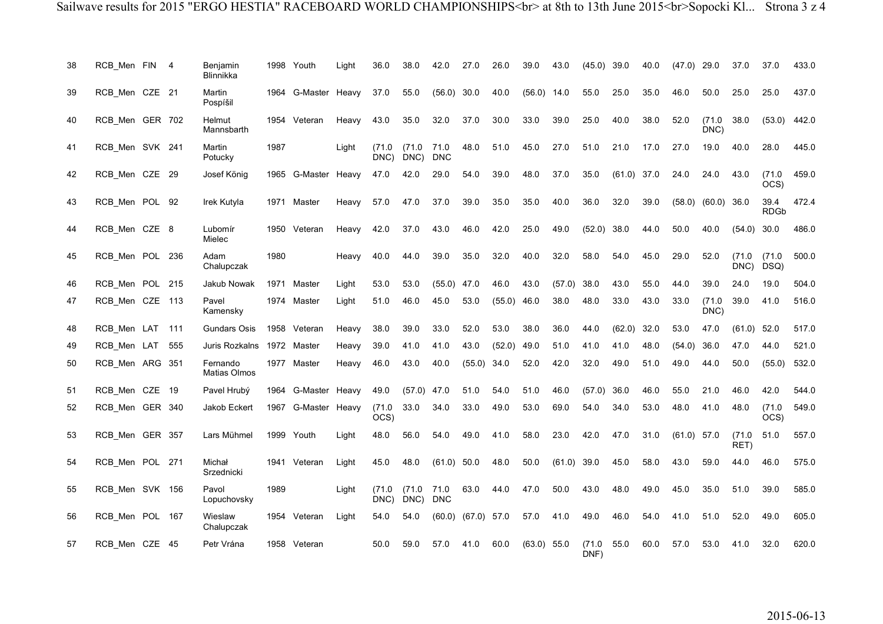| 38 | RCB_Men | FIN | 4 | Benjamin Blinnikka | 1998 | Youth | Light | 36.0 | 38.0 | 42.0 | 27.0 | 26.0 | 39.0 | 43.0 | (45.0) | 39.0 | 40.0 | (47.0) | 29.0 | 37.0 | 37.0 | 433.0 |
|---|---|---|---|---|---|---|---|---|---|---|---|---|---|---|---|---|---|---|---|---|---|---|
| 39 | RCB_Men | CZE | 21 | Martin Pospíšil | 1964 | G-Master | Heavy | 37.0 | 55.0 | (56.0) | 30.0 | 40.0 | (56.0) | 14.0 | 55.0 | 25.0 | 35.0 | 46.0 | 50.0 | 25.0 | 25.0 | 437.0 |
| 40 | RCB_Men | GER | 702 | Helmut Mannsbarth | 1954 | Veteran | Heavy | 43.0 | 35.0 | 32.0 | 37.0 | 30.0 | 33.0 | 39.0 | 25.0 | 40.0 | 38.0 | 52.0 | (71.0 DNC) | 38.0 | (53.0) | 442.0 |
| 41 | RCB_Men | SVK | 241 | Martin Potucky | 1987 | | Light | (71.0 DNC) | (71.0 DNC) | 71.0 DNC | 48.0 | 51.0 | 45.0 | 27.0 | 51.0 | 21.0 | 17.0 | 27.0 | 19.0 | 40.0 | 28.0 | 445.0 |
| 42 | RCB_Men | CZE | 29 | Josef König | 1965 | G-Master | Heavy | 47.0 | 42.0 | 29.0 | 54.0 | 39.0 | 48.0 | 37.0 | 35.0 | (61.0) | 37.0 | 24.0 | 24.0 | 43.0 | (71.0 OCS) | 459.0 |
| 43 | RCB_Men | POL | 92 | Irek Kutyla | 1971 | Master | Heavy | 57.0 | 47.0 | 37.0 | 39.0 | 35.0 | 35.0 | 40.0 | 36.0 | 32.0 | 39.0 | (58.0) | (60.0) | 36.0 | 39.4 RDGb | 472.4 |
| 44 | RCB_Men | CZE | 8 | Lubomír Mielec | 1950 | Veteran | Heavy | 42.0 | 37.0 | 43.0 | 46.0 | 42.0 | 25.0 | 49.0 | (52.0) | 38.0 | 44.0 | 50.0 | 40.0 | (54.0) | 30.0 | 486.0 |
| 45 | RCB_Men | POL | 236 | Adam Chalupczak | 1980 | | Heavy | 40.0 | 44.0 | 39.0 | 35.0 | 32.0 | 40.0 | 32.0 | 58.0 | 54.0 | 45.0 | 29.0 | 52.0 | (71.0 DNC) | (71.0 DSQ) | 500.0 |
| 46 | RCB_Men | POL | 215 | Jakub Nowak | 1971 | Master | Light | 53.0 | 53.0 | (55.0) | 47.0 | 46.0 | 43.0 | (57.0) | 38.0 | 43.0 | 55.0 | 44.0 | 39.0 | 24.0 | 19.0 | 504.0 |
| 47 | RCB_Men | CZE | 113 | Pavel Kamensky | 1974 | Master | Light | 51.0 | 46.0 | 45.0 | 53.0 | (55.0) | 46.0 | 38.0 | 48.0 | 33.0 | 43.0 | 33.0 | (71.0 DNC) | 39.0 | 41.0 | 516.0 |
| 48 | RCB_Men | LAT | 111 | Gundars Osis | 1958 | Veteran | Heavy | 38.0 | 39.0 | 33.0 | 52.0 | 53.0 | 38.0 | 36.0 | 44.0 | (62.0) | 32.0 | 53.0 | 47.0 | (61.0) | 52.0 | 517.0 |
| 49 | RCB_Men | LAT | 555 | Juris Rozkalns | 1972 | Master | Heavy | 39.0 | 41.0 | 41.0 | 43.0 | (52.0) | 49.0 | 51.0 | 41.0 | 41.0 | 48.0 | (54.0) | 36.0 | 47.0 | 44.0 | 521.0 |
| 50 | RCB_Men | ARG | 351 | Fernando Matias Olmos | 1977 | Master | Heavy | 46.0 | 43.0 | 40.0 | (55.0) | 34.0 | 52.0 | 42.0 | 32.0 | 49.0 | 51.0 | 49.0 | 44.0 | 50.0 | (55.0) | 532.0 |
| 51 | RCB_Men | CZE | 19 | Pavel Hrubý | 1964 | G-Master | Heavy | 49.0 | (57.0) | 47.0 | 51.0 | 54.0 | 51.0 | 46.0 | (57.0) | 36.0 | 46.0 | 55.0 | 21.0 | 46.0 | 42.0 | 544.0 |
| 52 | RCB_Men | GER | 340 | Jakob Eckert | 1967 | G-Master | Heavy | (71.0 OCS) | 33.0 | 34.0 | 33.0 | 49.0 | 53.0 | 69.0 | 54.0 | 34.0 | 53.0 | 48.0 | 41.0 | 48.0 | (71.0 OCS) | 549.0 |
| 53 | RCB_Men | GER | 357 | Lars Mühmel | 1999 | Youth | Light | 48.0 | 56.0 | 54.0 | 49.0 | 41.0 | 58.0 | 23.0 | 42.0 | 47.0 | 31.0 | (61.0) | 57.0 | (71.0 RET) | 51.0 | 557.0 |
| 54 | RCB_Men | POL | 271 | Michał Srzednicki | 1941 | Veteran | Light | 45.0 | 48.0 | (61.0) | 50.0 | 48.0 | 50.0 | (61.0) | 39.0 | 45.0 | 58.0 | 43.0 | 59.0 | 44.0 | 46.0 | 575.0 |
| 55 | RCB_Men | SVK | 156 | Pavol Lopuchovsky | 1989 | | Light | (71.0 DNC) | (71.0 DNC) | 71.0 DNC | 63.0 | 44.0 | 47.0 | 50.0 | 43.0 | 48.0 | 49.0 | 45.0 | 35.0 | 51.0 | 39.0 | 585.0 |
| 56 | RCB_Men | POL | 167 | Wieslaw Chalupczak | 1954 | Veteran | Light | 54.0 | 54.0 | (60.0) | (67.0) | 57.0 | 57.0 | 41.0 | 49.0 | 46.0 | 54.0 | 41.0 | 51.0 | 52.0 | 49.0 | 605.0 |
| 57 | RCB_Men | CZE | 45 | Petr Vrána | 1958 | Veteran | | 50.0 | 59.0 | 57.0 | 41.0 | 60.0 | (63.0) | 55.0 | (71.0 DNF) | 55.0 | 60.0 | 57.0 | 53.0 | 41.0 | 32.0 | 620.0 |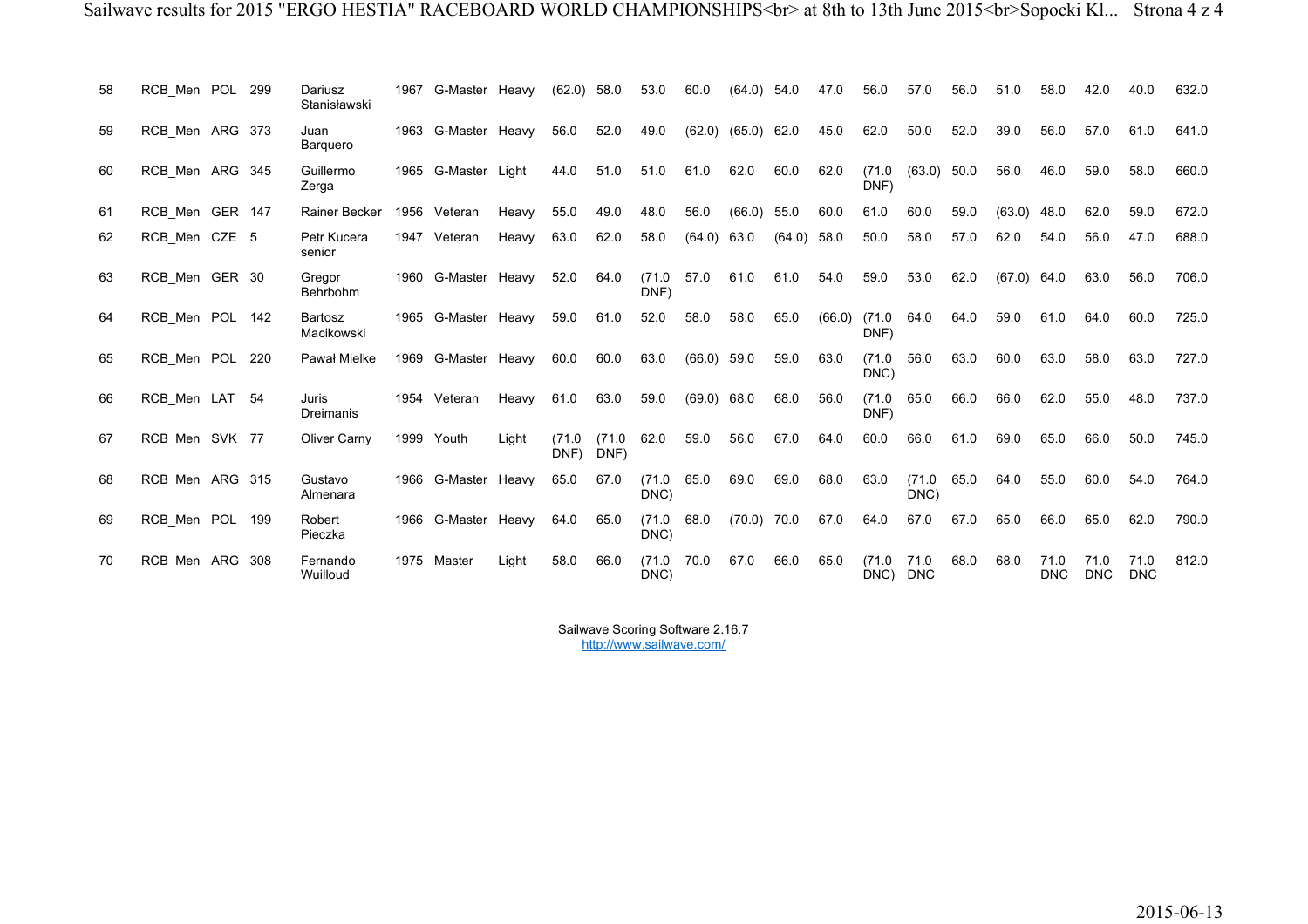| 58 | RCB_Men | POL | 299 | Dariusz Stanisławski | 1967 | G-Master | Heavy | (62.0) | 58.0 | 53.0 | 60.0 | (64.0) | 54.0 | 47.0 | 56.0 | 57.0 | 56.0 | 51.0 | 58.0 | 42.0 | 40.0 | 632.0 |
|---|---|---|---|---|---|---|---|---|---|---|---|---|---|---|---|---|---|---|---|---|---|---|
| 59 | RCB_Men | ARG | 373 | Juan Barquero | 1963 | G-Master | Heavy | 56.0 | 52.0 | 49.0 | (62.0) | (65.0) | 62.0 | 45.0 | 62.0 | 50.0 | 52.0 | 39.0 | 56.0 | 57.0 | 61.0 | 641.0 |
| 60 | RCB_Men | ARG | 345 | Guillermo Zerga | 1965 | G-Master | Light | 44.0 | 51.0 | 51.0 | 61.0 | 62.0 | 60.0 | 62.0 | (71.0 DNF) | (63.0) | 50.0 | 56.0 | 46.0 | 59.0 | 58.0 | 660.0 |
| 61 | RCB_Men | GER | 147 | Rainer Becker | 1956 | Veteran | Heavy | 55.0 | 49.0 | 48.0 | 56.0 | (66.0) | 55.0 | 60.0 | 61.0 | 60.0 | 59.0 | (63.0) | 48.0 | 62.0 | 59.0 | 672.0 |
| 62 | RCB_Men | CZE | 5 | Petr Kucera senior | 1947 | Veteran | Heavy | 63.0 | 62.0 | 58.0 | (64.0) | 63.0 | (64.0) | 58.0 | 50.0 | 58.0 | 57.0 | 62.0 | 54.0 | 56.0 | 47.0 | 688.0 |
| 63 | RCB_Men | GER | 30 | Gregor Behrbohm | 1960 | G-Master | Heavy | 52.0 | 64.0 | (71.0 DNF) | 57.0 | 61.0 | 61.0 | 54.0 | 59.0 | 53.0 | 62.0 | (67.0) | 64.0 | 63.0 | 56.0 | 706.0 |
| 64 | RCB_Men | POL | 142 | Bartosz Macikowski | 1965 | G-Master | Heavy | 59.0 | 61.0 | 52.0 | 58.0 | 58.0 | 65.0 | (66.0) | (71.0 DNF) | 64.0 | 64.0 | 59.0 | 61.0 | 64.0 | 60.0 | 725.0 |
| 65 | RCB_Men | POL | 220 | Pawał Mielke | 1969 | G-Master | Heavy | 60.0 | 60.0 | 63.0 | (66.0) | 59.0 | 59.0 | 63.0 | (71.0 DNC) | 56.0 | 63.0 | 60.0 | 63.0 | 58.0 | 63.0 | 727.0 |
| 66 | RCB_Men | LAT | 54 | Juris Dreimanis | 1954 | Veteran | Heavy | 61.0 | 63.0 | 59.0 | (69.0) | 68.0 | 68.0 | 56.0 | (71.0 DNF) | 65.0 | 66.0 | 66.0 | 62.0 | 55.0 | 48.0 | 737.0 |
| 67 | RCB_Men | SVK | 77 | Oliver Carny | 1999 | Youth | Light | (71.0 DNF) | (71.0 DNF) | 62.0 | 59.0 | 56.0 | 67.0 | 64.0 | 60.0 | 66.0 | 61.0 | 69.0 | 65.0 | 66.0 | 50.0 | 745.0 |
| 68 | RCB_Men | ARG | 315 | Gustavo Almenara | 1966 | G-Master | Heavy | 65.0 | 67.0 | (71.0 DNC) | 65.0 | 69.0 | 69.0 | 68.0 | 63.0 | (71.0 DNC) | 65.0 | 64.0 | 55.0 | 60.0 | 54.0 | 764.0 |
| 69 | RCB_Men | POL | 199 | Robert Pieczka | 1966 | G-Master | Heavy | 64.0 | 65.0 | (71.0 DNC) | 68.0 | (70.0) | 70.0 | 67.0 | 64.0 | 67.0 | 67.0 | 65.0 | 66.0 | 65.0 | 62.0 | 790.0 |
| 70 | RCB_Men | ARG | 308 | Fernando Wuilloud | 1975 | Master | Light | 58.0 | 66.0 | (71.0 DNC) | 70.0 | 67.0 | 66.0 | 65.0 | (71.0 DNC) | 71.0 DNC | 68.0 | 68.0 | 71.0 DNC | 71.0 DNC | 71.0 DNC | 812.0 |

Sailwave Scoring Software 2.16.7
http://www.sailwave.com/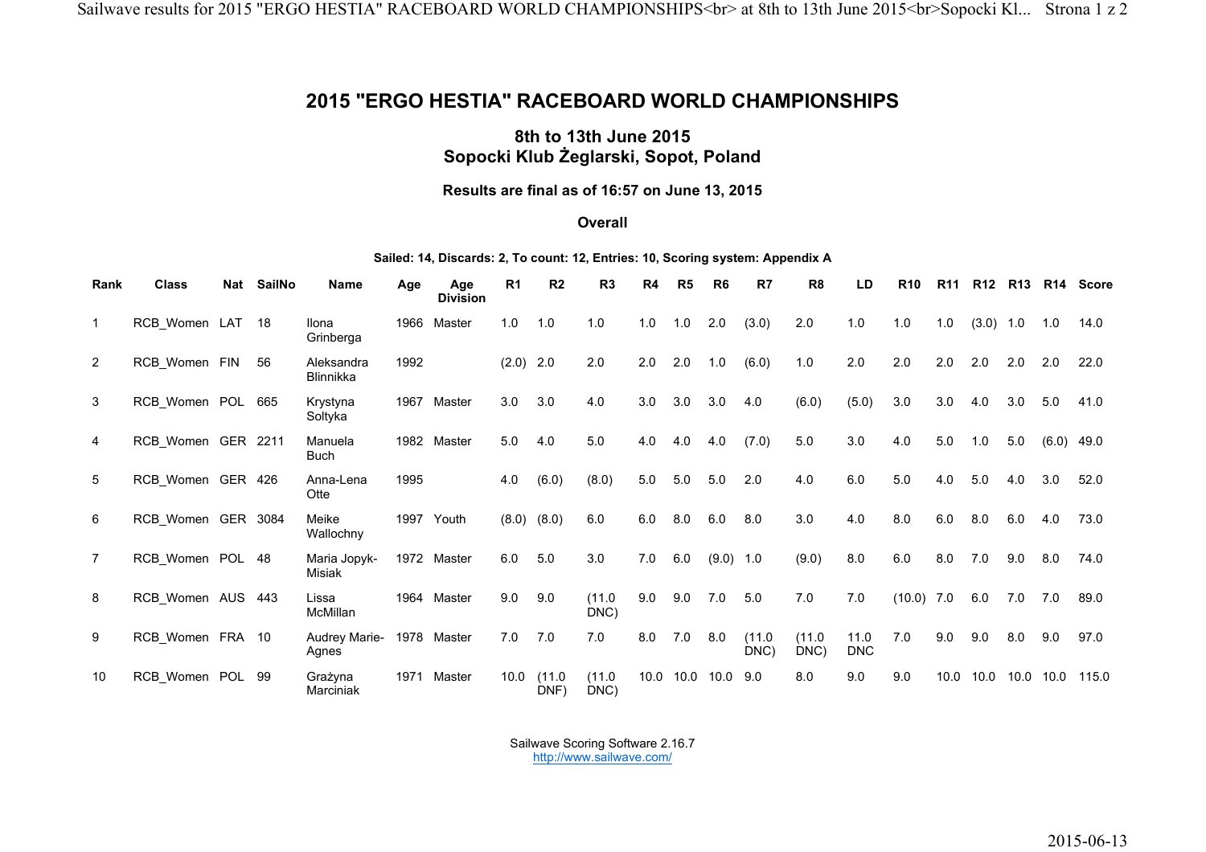# 2015 "ERGO HESTIA" RACEBOARD WORLD CHAMPIONSHIPS

## 8th to 13th June 2015
## Sopocki Klub Żeglarski, Sopot, Poland

### Results are final as of 16:57 on June 13, 2015

### Overall

**Sailed: 14, Discards: 2, To count: 12, Entries: 10, Scoring system: Appendix A**

| Rank | Class | Nat | SailNo | Name | Age | Age Division | R1 | R2 | R3 | R4 | R5 | R6 | R7 | R8 | LD | R10 | R11 | R12 | R13 | R14 | Score |
|---|---|---|---|---|---|---|---|---|---|---|---|---|---|---|---|---|---|---|---|---|---|
| 1 | RCB_Women | LAT | 18 | Ilona Grinberga | 1966 | Master | 1.0 | 1.0 | 1.0 | 1.0 | 1.0 | 2.0 | (3.0) | 2.0 | 1.0 | 1.0 | 1.0 | (3.0) | 1.0 | 1.0 | 14.0 |
| 2 | RCB_Women | FIN | 56 | Aleksandra Blinnikka | 1992 | | (2.0) | 2.0 | 2.0 | 2.0 | 2.0 | 1.0 | (6.0) | 1.0 | 2.0 | 2.0 | 2.0 | 2.0 | 2.0 | 2.0 | 22.0 |
| 3 | RCB_Women | POL | 665 | Krystyna Soltyka | 1967 | Master | 3.0 | 3.0 | 4.0 | 3.0 | 3.0 | 3.0 | 4.0 | (6.0) | (5.0) | 3.0 | 3.0 | 4.0 | 3.0 | 5.0 | 41.0 |
| 4 | RCB_Women | GER | 2211 | Manuela Buch | 1982 | Master | 5.0 | 4.0 | 5.0 | 4.0 | 4.0 | 4.0 | (7.0) | 5.0 | 3.0 | 4.0 | 5.0 | 1.0 | 5.0 | (6.0) | 49.0 |
| 5 | RCB_Women | GER | 426 | Anna-Lena Otte | 1995 | | 4.0 | (6.0) | (8.0) | 5.0 | 5.0 | 5.0 | 2.0 | 4.0 | 6.0 | 5.0 | 4.0 | 5.0 | 4.0 | 3.0 | 52.0 |
| 6 | RCB_Women | GER | 3084 | Meike Wallochny | 1997 | Youth | (8.0) | (8.0) | 6.0 | 6.0 | 8.0 | 6.0 | 8.0 | 3.0 | 4.0 | 8.0 | 6.0 | 8.0 | 6.0 | 4.0 | 73.0 |
| 7 | RCB_Women | POL | 48 | Maria Jopyk-Misiak | 1972 | Master | 6.0 | 5.0 | 3.0 | 7.0 | 6.0 | (9.0) | 1.0 | (9.0) | 8.0 | 6.0 | 8.0 | 7.0 | 9.0 | 8.0 | 74.0 |
| 8 | RCB_Women | AUS | 443 | Lissa McMillan | 1964 | Master | 9.0 | 9.0 | (11.0 DNC) | 9.0 | 9.0 | 7.0 | 5.0 | 7.0 | 7.0 | (10.0) | 7.0 | 6.0 | 7.0 | 7.0 | 89.0 |
| 9 | RCB_Women | FRA | 10 | Audrey Marie-Agnes | 1978 | Master | 7.0 | 7.0 | 7.0 | 8.0 | 7.0 | 8.0 | (11.0 DNC) | (11.0 DNC) | 11.0 DNC | 7.0 | 9.0 | 9.0 | 8.0 | 9.0 | 97.0 |
| 10 | RCB_Women | POL | 99 | Grażyna Marciniak | 1971 | Master | 10.0 | (11.0 DNF) | (11.0 DNC) | 10.0 | 10.0 | 10.0 | 9.0 | 8.0 | 9.0 | 9.0 | 10.0 | 10.0 | 10.0 | 10.0 | 115.0 |

Sailwave Scoring Software 2.16.7
http://www.sailwave.com/